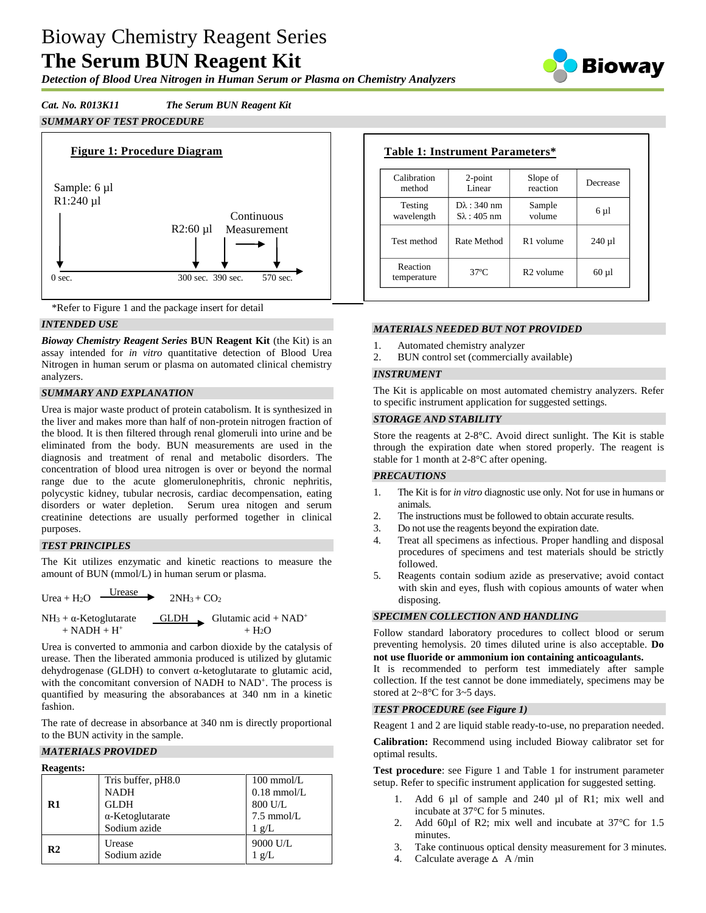# Bioway Chemistry Reagent Series

# The Serum BUN Reagent Kit

***Detection of Blood Urea Nitrogen in Human Serum or Plasma on Chemistry Analyzers***

*Cat. No. R013K11* *The Serum BUN Reagent Kit*

## SUMMARY OF TEST PROCEDURE

**Figure 1: Procedure Diagram**

Sample: 6 µl
R1:240 µl

R2:60 µl

Continuous Measurement

0 sec. 300 sec. 390 sec. 570 sec.

*Refer to Figure 1 and the package insert for detail

**Table 1: Instrument Parameters***

| Calibration method | 2-point Linear | Slope of reaction | Decrease |
|---|---|---|---|
| Testing wavelength | Dλ : 340 nm<br>Sλ : 405 nm | Sample volume | 6 µl |
| Test method | Rate Method | R1 volume | 240 µl |
| Reaction temperature | 37ºC | R2 volume | 60 µl |

## INTENDED USE

***Bioway Chemistry Reagent Series* BUN Reagent Kit** (the Kit) is an assay intended for *in vitro* quantitative detection of Blood Urea Nitrogen in human serum or plasma on automated clinical chemistry analyzers.

## SUMMARY AND EXPLANATION

Urea is major waste product of protein catabolism. It is synthesized in the liver and makes more than half of non-protein nitrogen fraction of the blood. It is then filtered through renal glomeruli into urine and be eliminated from the body. BUN measurements are used in the diagnosis and treatment of renal and metabolic disorders. The concentration of blood urea nitrogen is over or beyond the normal range due to the acute glomerulonephritis, chronic nephritis, polycystic kidney, tubular necrosis, cardiac decompensation, eating disorders or water depletion. Serum urea nitogen and serum creatinine detections are usually performed together in clinical purposes.

## TEST PRINCIPLES

The Kit utilizes enzymatic and kinetic reactions to measure the amount of BUN (mmol/L) in human serum or plasma.

$$Urea + H_2O \xrightarrow{Urease} 2NH_3 + CO_2$$

$$NH_3 + \alpha\text{-Ketoglutarate} + NADH + H^+ \xrightarrow{GLDH} \text{Glutamic acid} + NAD^+ + H_2O$$

Urea is converted to ammonia and carbon dioxide by the catalysis of urease. Then the liberated ammonia produced is utilized by glutamic dehydrogenase (GLDH) to convert α-ketoglutarate to glutamic acid, with the concomitant conversion of NADH to $NAD^+$. The process is quantified by measuring the absorbances at 340 nm in a kinetic fashion.

The rate of decrease in absorbance at 340 nm is directly proportional to the BUN activity in the sample.

## MATERIALS PROVIDED

**Reagents:**

| | | |
|---|---|---|
| **R1** | Tris buffer, pH8.0<br>NADH<br>GLDH<br>α-Ketoglutarate<br>Sodium azide | 100 mmol/L<br>0.18 mmol/L<br>800 U/L<br>7.5 mmol/L<br>1 g/L |
| **R2** | Urease<br>Sodium azide | 9000 U/L<br>1 g/L |

## MATERIALS NEEDED BUT NOT PROVIDED

1. Automated chemistry analyzer
2. BUN control set (commercially available)

## INSTRUMENT

The Kit is applicable on most automated chemistry analyzers. Refer to specific instrument application for suggested settings.

## STORAGE AND STABILITY

Store the reagents at 2-8°C. Avoid direct sunlight. The Kit is stable through the expiration date when stored properly. The reagent is stable for 1 month at 2-8°C after opening.

## PRECAUTIONS

1. The Kit is for *in vitro* diagnostic use only. Not for use in humans or animals.
2. The instructions must be followed to obtain accurate results.
3. Do not use the reagents beyond the expiration date.
4. Treat all specimens as infectious. Proper handling and disposal procedures of specimens and test materials should be strictly followed.
5. Reagents contain sodium azide as preservative; avoid contact with skin and eyes, flush with copious amounts of water when disposing.

## SPECIMEN COLLECTION AND HANDLING

Follow standard laboratory procedures to collect blood or serum preventing hemolysis. 20 times diluted urine is also acceptable. **Do not use fluoride or ammonium ion containing anticoagulants.**

It is recommended to perform test immediately after sample collection. If the test cannot be done immediately, specimens may be stored at 2~8°C for 3~5 days.

## TEST PROCEDURE (see Figure 1)

Reagent 1 and 2 are liquid stable ready-to-use, no preparation needed.

**Calibration:** Recommend using included Bioway calibrator set for optimal results.

**Test procedure**: see Figure 1 and Table 1 for instrument parameter setup. Refer to specific instrument application for suggested setting.

1. Add 6 µl of sample and 240 µl of R1; mix well and incubate at 37°C for 5 minutes.
2. Add 60µl of R2; mix well and incubate at 37°C for 1.5 minutes.
3. Take continuous optical density measurement for 3 minutes.
4. Calculate average $\Delta$ A /min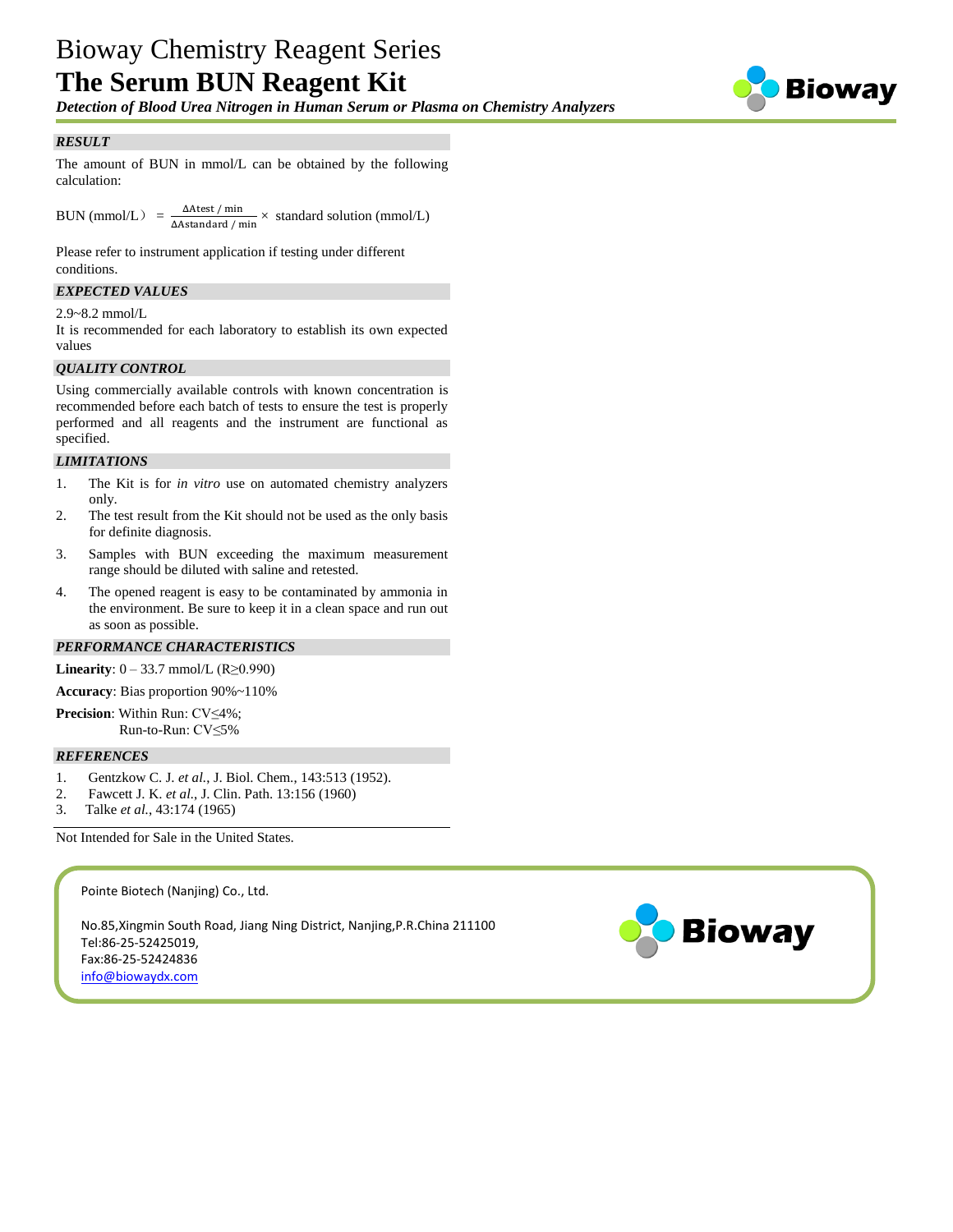# Bioway Chemistry Reagent Series

# The Serum BUN Reagent Kit

***Detection of Blood Urea Nitrogen in Human Serum or Plasma on Chemistry Analyzers***

### *RESULT*

The amount of BUN in mmol/L can be obtained by the following calculation:

$$\text{BUN (mmol/L)} = \frac{\Delta A\text{test / min}}{\Delta A\text{standard / min}} \times \text{standard solution (mmol/L)}$$

Please refer to instrument application if testing under different conditions.

### *EXPECTED VALUES*

2.9~8.2 mmol/L

It is recommended for each laboratory to establish its own expected values

### *QUALITY CONTROL*

Using commercially available controls with known concentration is recommended before each batch of tests to ensure the test is properly performed and all reagents and the instrument are functional as specified.

### *LIMITATIONS*

1. The Kit is for *in vitro* use on automated chemistry analyzers only.
2. The test result from the Kit should not be used as the only basis for definite diagnosis.
3. Samples with BUN exceeding the maximum measurement range should be diluted with saline and retested.
4. The opened reagent is easy to be contaminated by ammonia in the environment. Be sure to keep it in a clean space and run out as soon as possible.

### *PERFORMANCE CHARACTERISTICS*

**Linearity**: 0 – 33.7 mmol/L ($R \geq 0.990$)

**Accuracy**: Bias proportion 90%~110%

**Precision**: Within Run: CV≤4%;
Run-to-Run: CV≤5%

### *REFERENCES*

1. Gentzkow C. J. *et al.*, J. Biol. Chem., 143:513 (1952).
2. Fawcett J. K. *et al.*, J. Clin. Path. 13:156 (1960)
3. Talke *et al.*, 43:174 (1965)

Not Intended for Sale in the United States.

Pointe Biotech (Nanjing) Co., Ltd.

No.85,Xingmin South Road, Jiang Ning District, Nanjing,P.R.China 211100
Tel:86-25-52425019,
Fax:86-25-52424836
info@biowaydx.com